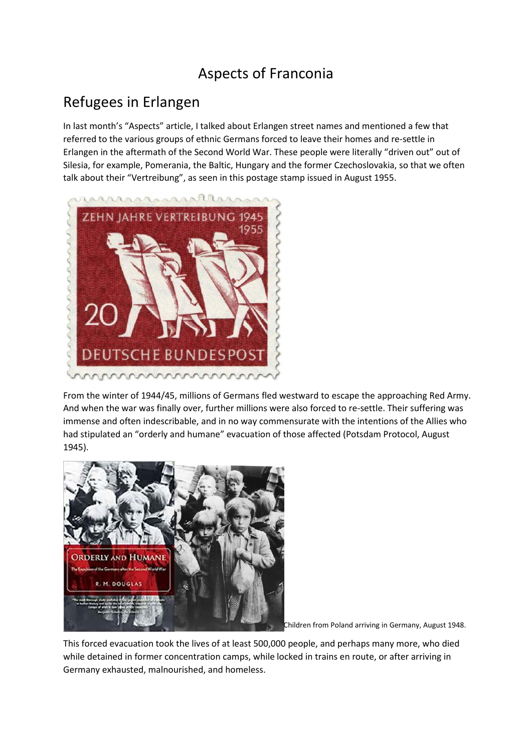# Aspects of Franconia

## Refugees in Erlangen

In last month's "Aspects" article, I talked about Erlangen street names and mentioned a few that referred to the various groups of ethnic Germans forced to leave their homes and re-settle in Erlangen in the aftermath of the Second World War. These people were literally "driven out" out of Silesia, for example, Pomerania, the Baltic, Hungary and the former Czechoslovakia, so that we often talk about their "Vertreibung", as seen in this postage stamp issued in August 1955.

From the winter of 1944/45, millions of Germans fled westward to escape the approaching Red Army. And when the war was finally over, further millions were also forced to re-settle. Their suffering was immense and often indescribable, and in no way commensurate with the intentions of the Allies who had stipulated an "orderly and humane" evacuation of those affected (Potsdam Protocol, August 1945).

Children from Poland arriving in Germany, August 1948.

This forced evacuation took the lives of at least 500,000 people, and perhaps many more, who died while detained in former concentration camps, while locked in trains en route, or after arriving in Germany exhausted, malnourished, and homeless.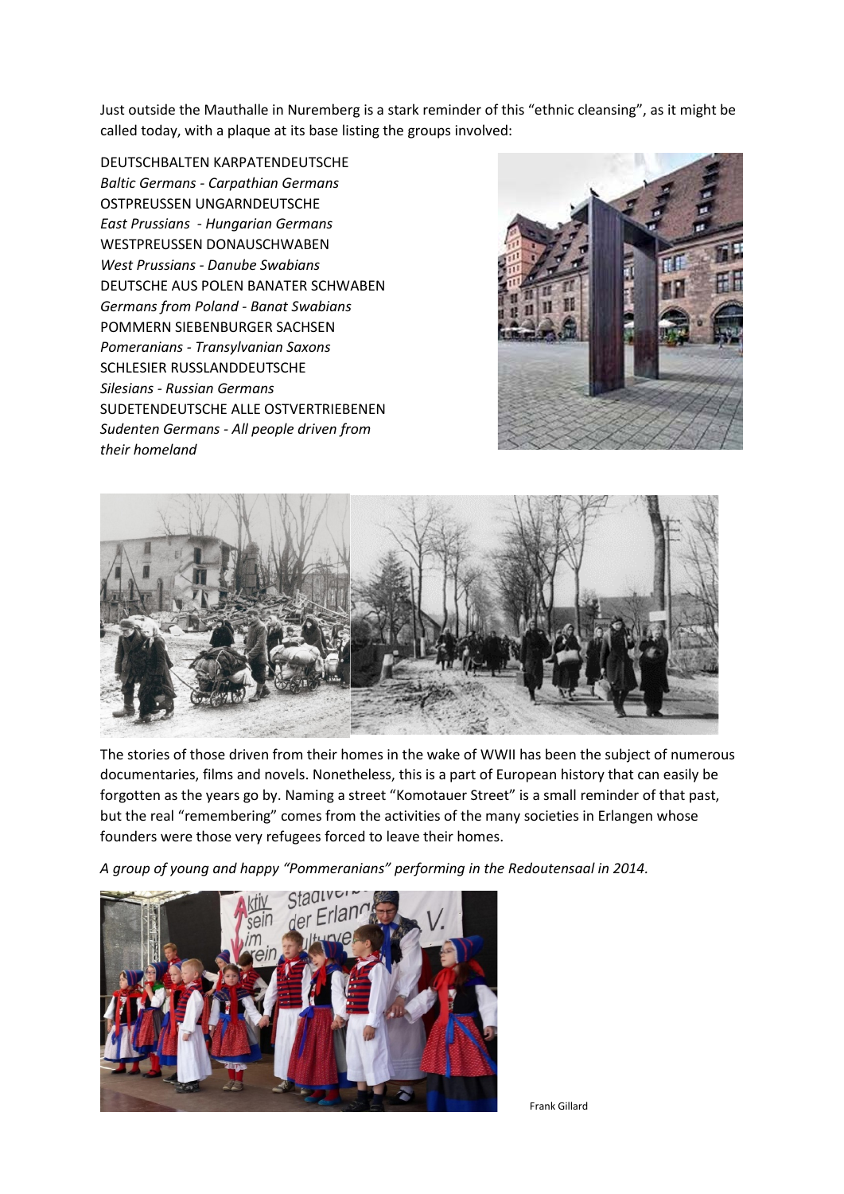Just outside the Mauthalle in Nuremberg is a stark reminder of this "ethnic cleansing", as it might be called today, with a plaque at its base listing the groups involved:

DEUTSCHBALTEN KARPATENDEUTSCHE
*Baltic Germans - Carpathian Germans*
OSTPREUSSEN UNGARNDEUTSCHE
*East Prussians - Hungarian Germans*
WESTPREUSSEN DONAUSCHWABEN
*West Prussians - Danube Swabians*
DEUTSCHE AUS POLEN BANATER SCHWABEN
*Germans from Poland - Banat Swabians*
POMMERN SIEBENBURGER SACHSEN
*Pomeranians - Transylvanian Saxons*
SCHLESIER RUSSLANDDEUTSCHE
*Silesians - Russian Germans*
SUDETENDEUTSCHE ALLE OSTVERTRIEBENEN
*Sudenten Germans - All people driven from their homeland*

The stories of those driven from their homes in the wake of WWII has been the subject of numerous documentaries, films and novels. Nonetheless, this is a part of European history that can easily be forgotten as the years go by. Naming a street "Komotauer Street" is a small reminder of that past, but the real "remembering" comes from the activities of the many societies in Erlangen whose founders were those very refugees forced to leave their homes.

*A group of young and happy "Pommeranians" performing in the Redoutensaal in 2014.*

Frank Gillard